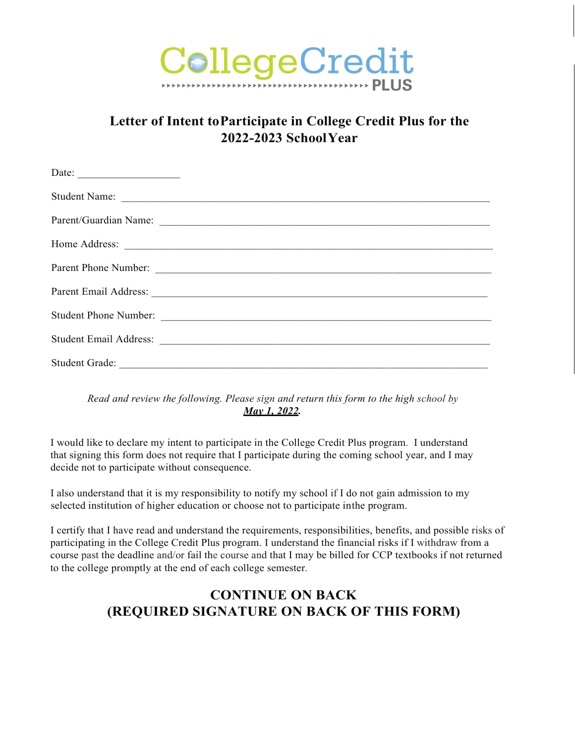College Credit PLUS

# Letter of Intent to Participate in College Credit Plus for the 2022-2023 School Year

Date: ___________________

Student Name: ___________________________________________________________________

Parent/Guardian Name: ____________________________________________________________

Home Address: __________________________________________________________________

Parent Phone Number: _____________________________________________________________

Parent Email Address: _____________________________________________________________

Student Phone Number: ____________________________________________________________

Student Email Address: ____________________________________________________________

Student Grade: ___________________________________________________________________

*Read and review the following. Please sign and return this form to the high school by* ***May 1, 2022*****.**

I would like to declare my intent to participate in the College Credit Plus program. I understand that signing this form does not require that I participate during the coming school year, and I may decide not to participate without consequence.

I also understand that it is my responsibility to notify my school if I do not gain admission to my selected institution of higher education or choose not to participate in the program.

I certify that I have read and understand the requirements, responsibilities, benefits, and possible risks of participating in the College Credit Plus program. I understand the financial risks if I withdraw from a course past the deadline and/or fail the course and that I may be billed for CCP textbooks if not returned to the college promptly at the end of each college semester.

## CONTINUE ON BACK (REQUIRED SIGNATURE ON BACK OF THIS FORM)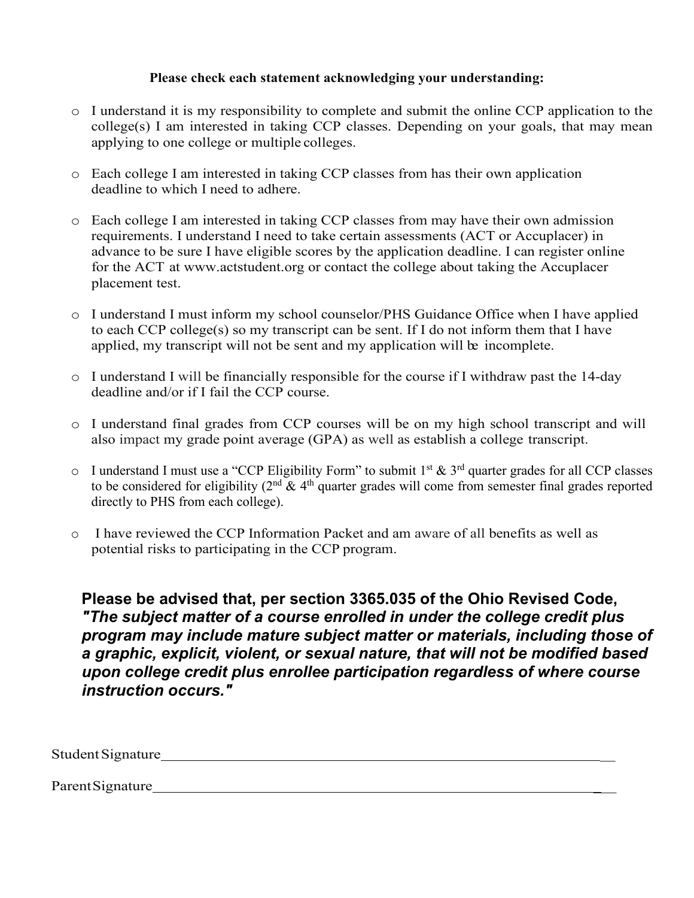**Please check each statement acknowledging your understanding:**

- I understand it is my responsibility to complete and submit the online CCP application to the college(s) I am interested in taking CCP classes. Depending on your goals, that may mean applying to one college or multiple colleges.
- Each college I am interested in taking CCP classes from has their own application deadline to which I need to adhere.
- Each college I am interested in taking CCP classes from may have their own admission requirements. I understand I need to take certain assessments (ACT or Accuplacer) in advance to be sure I have eligible scores by the application deadline. I can register online for the ACT at www.actstudent.org or contact the college about taking the Accuplacer placement test.
- I understand I must inform my school counselor/PHS Guidance Office when I have applied to each CCP college(s) so my transcript can be sent. If I do not inform them that I have applied, my transcript will not be sent and my application will be incomplete.
- I understand I will be financially responsible for the course if I withdraw past the 14-day deadline and/or if I fail the CCP course.
- I understand final grades from CCP courses will be on my high school transcript and will also impact my grade point average (GPA) as well as establish a college transcript.
- I understand I must use a "CCP Eligibility Form" to submit 1st & 3rd quarter grades for all CCP classes to be considered for eligibility (2nd & 4th quarter grades will come from semester final grades reported directly to PHS from each college).
- I have reviewed the CCP Information Packet and am aware of all benefits as well as potential risks to participating in the CCP program.

**Please be advised that, per section 3365.035 of the Ohio Revised Code,** ***"The subject matter of a course enrolled in under the college credit plus program may include mature subject matter or materials, including those of a graphic, explicit, violent, or sexual nature, that will not be modified based upon college credit plus enrollee participation regardless of where course instruction occurs."***

Student Signature_________________________________________________________________

Parent Signature__________________________________________________________________